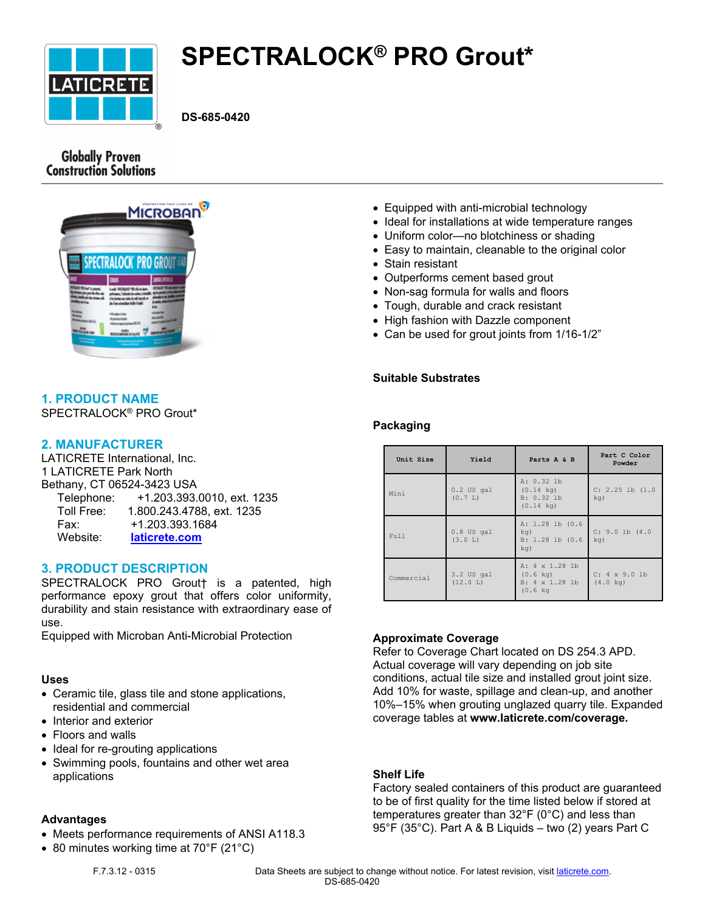# SPECTRALOCK® PRO Grout*

**DS-685-0420**

Globally Proven Construction Solutions

- Equipped with anti-microbial technology
- Ideal for installations at wide temperature ranges
- Uniform color—no blotchiness or shading
- Easy to maintain, cleanable to the original color
- Stain resistant
- Outperforms cement based grout
- Non-sag formula for walls and floors
- Tough, durable and crack resistant
- High fashion with Dazzle component
- Can be used for grout joints from 1/16-1/2"

## 1. PRODUCT NAME

SPECTRALOCK® PRO Grout*

## 2. MANUFACTURER

LATICRETE International, Inc.
1 LATICRETE Park North
Bethany, CT 06524-3423 USA

Telephone: +1.203.393.0010, ext. 1235
Toll Free: 1.800.243.4788, ext. 1235
Fax: +1.203.393.1684
Website: laticrete.com

## 3. PRODUCT DESCRIPTION

SPECTRALOCK PRO Grout† is a patented, high performance epoxy grout that offers color uniformity, durability and stain resistance with extraordinary ease of use.

Equipped with Microban Anti-Microbial Protection

### Uses

- Ceramic tile, glass tile and stone applications, residential and commercial
- Interior and exterior
- Floors and walls
- Ideal for re-grouting applications
- Swimming pools, fountains and other wet area applications

### Advantages

- Meets performance requirements of ANSI A118.3
- 80 minutes working time at 70°F (21°C)

### Suitable Substrates

### Packaging

| Unit Size | Yield | Parts A & B | Part C Color Powder |
|---|---|---|---|
| Mini | 0.2 US gal (0.7 L) | A: 0.32 lb (0.14 kg) B: 0.32 lb (0.14 kg) | C: 2.25 lb (1.0 kg) |
| Full | 0.8 US gal (3.0 L) | A: 1.28 lb (0.6 kg) B: 1.28 lb (0.6 kg) | C: 9.0 lb (4.0 kg) |
| Commercial | 3.2 US gal (12.0 L) | A: 4 x 1.28 lb (0.6 kg) B: 4 x 1.28 lb (0.6 kg | C: 4 x 9.0 lb (4.0 kg) |

### Approximate Coverage

Refer to Coverage Chart located on DS 254.3 APD. Actual coverage will vary depending on job site conditions, actual tile size and installed grout joint size. Add 10% for waste, spillage and clean-up, and another 10%–15% when grouting unglazed quarry tile. Expanded coverage tables at **www.laticrete.com/coverage.**

### Shelf Life

Factory sealed containers of this product are guaranteed to be of first quality for the time listed below if stored at temperatures greater than 32°F (0°C) and less than 95°F (35°C). Part A & B Liquids – two (2) years Part C

F.7.3.12 - 0315

Data Sheets are subject to change without notice. For latest revision, visit laticrete.com.
DS-685-0420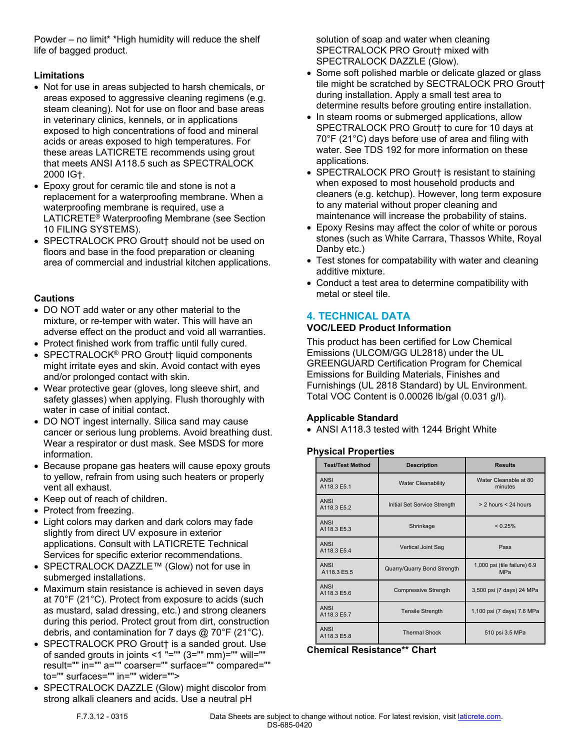Powder – no limit* *High humidity will reduce the shelf life of bagged product.

### Limitations

- Not for use in areas subjected to harsh chemicals, or areas exposed to aggressive cleaning regimens (e.g. steam cleaning). Not for use on floor and base areas in veterinary clinics, kennels, or in applications exposed to high concentrations of food and mineral acids or areas exposed to high temperatures. For these areas LATICRETE recommends using grout that meets ANSI A118.5 such as SPECTRALOCK 2000 IG†.
- Epoxy grout for ceramic tile and stone is not a replacement for a waterproofing membrane. When a waterproofing membrane is required, use a LATICRETE® Waterproofing Membrane (see Section 10 FILING SYSTEMS).
- SPECTRALOCK PRO Grout† should not be used on floors and base in the food preparation or cleaning area of commercial and industrial kitchen applications.

### Cautions

- DO NOT add water or any other material to the mixture, or re-temper with water. This will have an adverse effect on the product and void all warranties.
- Protect finished work from traffic until fully cured.
- SPECTRALOCK® PRO Grout† liquid components might irritate eyes and skin. Avoid contact with eyes and/or prolonged contact with skin.
- Wear protective gear (gloves, long sleeve shirt, and safety glasses) when applying. Flush thoroughly with water in case of initial contact.
- DO NOT ingest internally. Silica sand may cause cancer or serious lung problems. Avoid breathing dust. Wear a respirator or dust mask. See MSDS for more information.
- Because propane gas heaters will cause epoxy grouts to yellow, refrain from using such heaters or properly vent all exhaust.
- Keep out of reach of children.
- Protect from freezing.
- Light colors may darken and dark colors may fade slightly from direct UV exposure in exterior applications. Consult with LATICRETE Technical Services for specific exterior recommendations.
- SPECTRALOCK DAZZLE™ (Glow) not for use in submerged installations.
- Maximum stain resistance is achieved in seven days at 70°F (21°C). Protect from exposure to acids (such as mustard, salad dressing, etc.) and strong cleaners during this period. Protect grout from dirt, construction debris, and contamination for 7 days @ 70°F (21°C).
- SPECTRALOCK PRO Grout† is a sanded grout. Use of sanded grouts in joints <1 "="" (3="" mm)="" will="" result="" in="" a="" coarser="" surface="" compared="" to="" surfaces="" in="" wider="">
- SPECTRALOCK DAZZLE (Glow) might discolor from strong alkali cleaners and acids. Use a neutral pH solution of soap and water when cleaning SPECTRALOCK PRO Grout† mixed with SPECTRALOCK DAZZLE (Glow).
- Some soft polished marble or delicate glazed or glass tile might be scratched by SECTRALOCK PRO Grout† during installation. Apply a small test area to determine results before grouting entire installation.
- In steam rooms or submerged applications, allow SPECTRALOCK PRO Grout† to cure for 10 days at 70°F (21°C) days before use of area and filing with water. See TDS 192 for more information on these applications.
- SPECTRALOCK PRO Grout† is resistant to staining when exposed to most household products and cleaners (e.g. ketchup). However, long term exposure to any material without proper cleaning and maintenance will increase the probability of stains.
- Epoxy Resins may affect the color of white or porous stones (such as White Carrara, Thassos White, Royal Danby etc.)
- Test stones for compatability with water and cleaning additive mixture.
- Conduct a test area to determine compatibility with metal or steel tile.

## 4. TECHNICAL DATA

### VOC/LEED Product Information

This product has been certified for Low Chemical Emissions (ULCOM/GG UL2818) under the UL GREENGUARD Certification Program for Chemical Emissions for Building Materials, Finishes and Furnishings (UL 2818 Standard) by UL Environment. Total VOC Content is 0.00026 lb/gal (0.031 g/l).

### Applicable Standard

- ANSI A118.3 tested with 1244 Bright White

### Physical Properties

| Test/Test Method | Description | Results |
|---|---|---|
| ANSI A118.3 E5.1 | Water Cleanability | Water Cleanable at 80 minutes |
| ANSI A118.3 E5.2 | Initial Set Service Strength | > 2 hours < 24 hours |
| ANSI A118.3 E5.3 | Shrinkage | < 0.25% |
| ANSI A118.3 E5.4 | Vertical Joint Sag | Pass |
| ANSI A118.3 E5.5 | Quarry/Quarry Bond Strength | 1,000 psi (tile failure) 6.9 MPa |
| ANSI A118.3 E5.6 | Compressive Strength | 3,500 psi (7 days) 24 MPa |
| ANSI A118.3 E5.7 | Tensile Strength | 1,100 psi (7 days) 7.6 MPa |
| ANSI A118.3 E5.8 | Thermal Shock | 510 psi 3.5 MPa |

### Chemical Resistance** Chart

F.7.3.12 - 0315

Data Sheets are subject to change without notice. For latest revision, visit laticrete.com.
DS-685-0420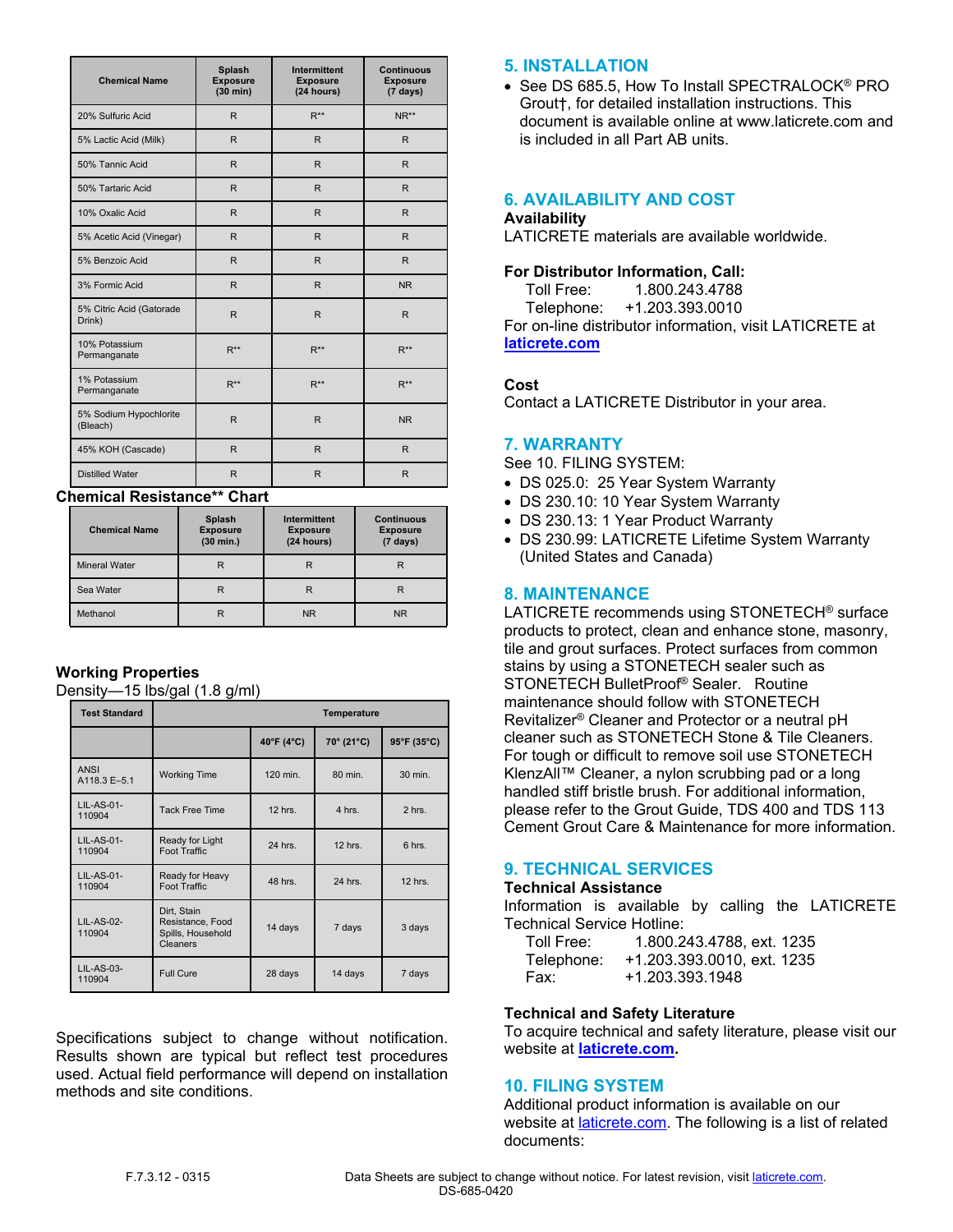| Chemical Name | Splash Exposure (30 min) | Intermittent Exposure (24 hours) | Continuous Exposure (7 days) |
|---|---|---|---|
| 20% Sulfuric Acid | R | R** | NR** |
| 5% Lactic Acid (Milk) | R | R | R |
| 50% Tannic Acid | R | R | R |
| 50% Tartaric Acid | R | R | R |
| 10% Oxalic Acid | R | R | R |
| 5% Acetic Acid (Vinegar) | R | R | R |
| 5% Benzoic Acid | R | R | R |
| 3% Formic Acid | R | R | NR |
| 5% Citric Acid (Gatorade Drink) | R | R | R |
| 10% Potassium Permanganate | R** | R** | R** |
| 1% Potassium Permanganate | R** | R** | R** |
| 5% Sodium Hypochlorite (Bleach) | R | R | NR |
| 45% KOH (Cascade) | R | R | R |
| Distilled Water | R | R | R |

**Chemical Resistance** Chart**

| Chemical Name | Splash Exposure (30 min.) | Intermittent Exposure (24 hours) | Continuous Exposure (7 days) |
|---|---|---|---|
| Mineral Water | R | R | R |
| Sea Water | R | R | R |
| Methanol | R | NR | NR |

**Working Properties**

Density—15 lbs/gal (1.8 g/ml)

| Test Standard | | Temperature | | |
|---|---|---|---|---|
| | | 40°F (4°C) | 70° (21°C) | 95°F (35°C) |
| ANSI A118.3 E–5.1 | Working Time | 120 min. | 80 min. | 30 min. |
| LIL-AS-01-110904 | Tack Free Time | 12 hrs. | 4 hrs. | 2 hrs. |
| LIL-AS-01-110904 | Ready for Light Foot Traffic | 24 hrs. | 12 hrs. | 6 hrs. |
| LIL-AS-01-110904 | Ready for Heavy Foot Traffic | 48 hrs. | 24 hrs. | 12 hrs. |
| LIL-AS-02-110904 | Dirt, Stain Resistance, Food Spills, Household Cleaners | 14 days | 7 days | 3 days |
| LIL-AS-03-110904 | Full Cure | 28 days | 14 days | 7 days |

Specifications subject to change without notification. Results shown are typical but reflect test procedures used. Actual field performance will depend on installation methods and site conditions.

## 5. INSTALLATION

- See DS 685.5, How To Install SPECTRALOCK® PRO Grout†, for detailed installation instructions. This document is available online at www.laticrete.com and is included in all Part AB units.

## 6. AVAILABILITY AND COST

**Availability**

LATICRETE materials are available worldwide.

**For Distributor Information, Call:**

Toll Free: 1.800.243.4788
Telephone: +1.203.393.0010

For on-line distributor information, visit LATICRETE at **laticrete.com**

**Cost**

Contact a LATICRETE Distributor in your area.

## 7. WARRANTY

See 10. FILING SYSTEM:

- DS 025.0: 25 Year System Warranty
- DS 230.10: 10 Year System Warranty
- DS 230.13: 1 Year Product Warranty
- DS 230.99: LATICRETE Lifetime System Warranty (United States and Canada)

## 8. MAINTENANCE

LATICRETE recommends using STONETECH® surface products to protect, clean and enhance stone, masonry, tile and grout surfaces. Protect surfaces from common stains by using a STONETECH sealer such as STONETECH BulletProof® Sealer. Routine maintenance should follow with STONETECH Revitalizer® Cleaner and Protector or a neutral pH cleaner such as STONETECH Stone & Tile Cleaners. For tough or difficult to remove soil use STONETECH KlenzAll™ Cleaner, a nylon scrubbing pad or a long handled stiff bristle brush. For additional information, please refer to the Grout Guide, TDS 400 and TDS 113 Cement Grout Care & Maintenance for more information.

## 9. TECHNICAL SERVICES

**Technical Assistance**

Information is available by calling the LATICRETE Technical Service Hotline:

Toll Free: 1.800.243.4788, ext. 1235
Telephone: +1.203.393.0010, ext. 1235
Fax: +1.203.393.1948

**Technical and Safety Literature**

To acquire technical and safety literature, please visit our website at **laticrete.com**.

## 10. FILING SYSTEM

Additional product information is available on our website at laticrete.com. The following is a list of related documents: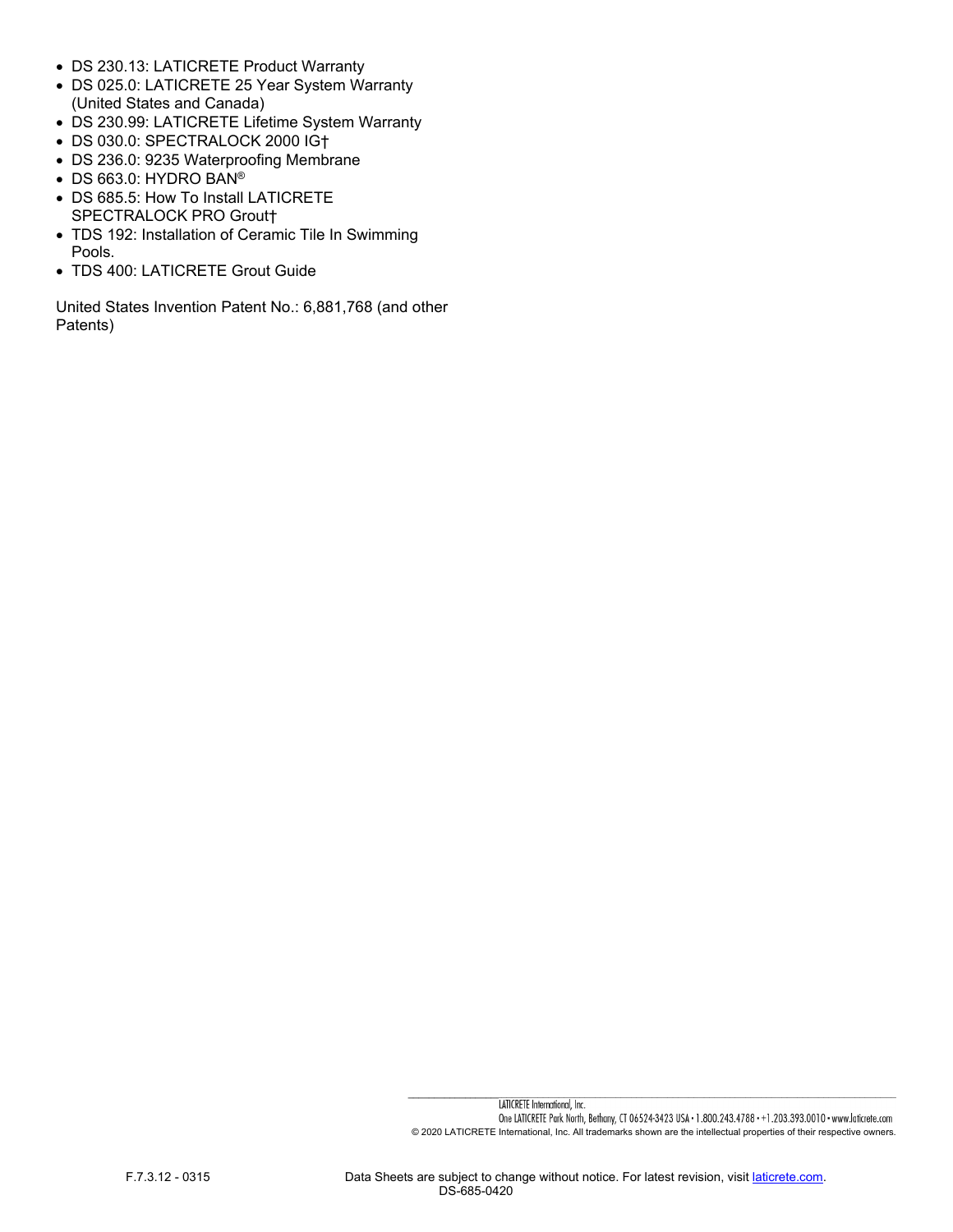- DS 230.13: LATICRETE Product Warranty
- DS 025.0: LATICRETE 25 Year System Warranty (United States and Canada)
- DS 230.99: LATICRETE Lifetime System Warranty
- DS 030.0: SPECTRALOCK 2000 IG†
- DS 236.0: 9235 Waterproofing Membrane
- DS 663.0: HYDRO BAN®
- DS 685.5: How To Install LATICRETE SPECTRALOCK PRO Grout†
- TDS 192: Installation of Ceramic Tile In Swimming Pools.
- TDS 400: LATICRETE Grout Guide

United States Invention Patent No.: 6,881,768 (and other Patents)

LATICRETE International, Inc.
One LATICRETE Park North, Bethany, CT 06524-3423 USA • 1.800.243.4788 • +1.203.393.0010 • www.laticrete.com
© 2020 LATICRETE International, Inc. All trademarks shown are the intellectual properties of their respective owners.

F.7.3.12 - 0315

Data Sheets are subject to change without notice. For latest revision, visit laticrete.com.
DS-685-0420